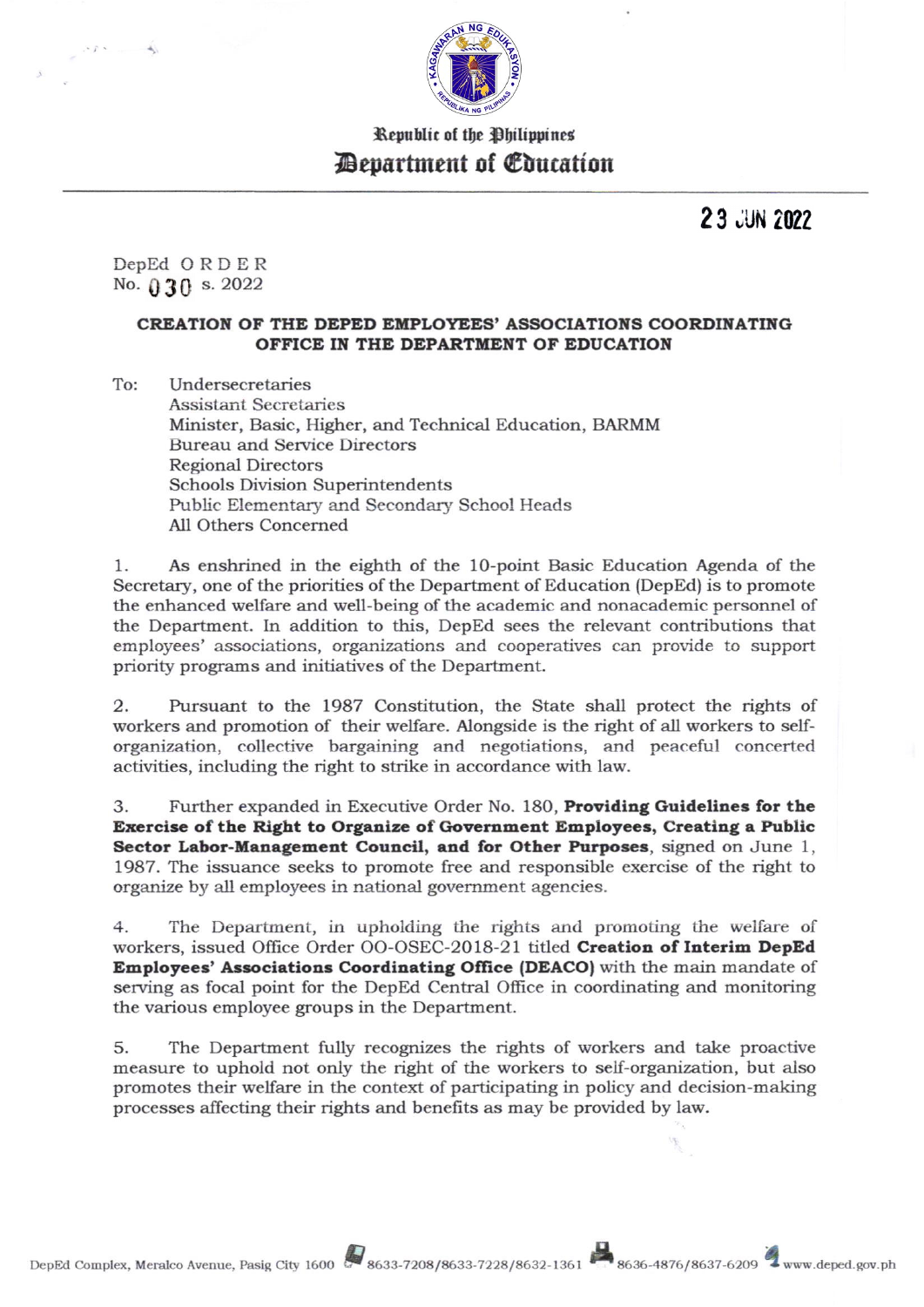Republic of the Philippines
**Department of Education**

**23 JUN 2022**

DepEd ORDER
No. 030 s. 2022

**CREATION OF THE DEPED EMPLOYEES' ASSOCIATIONS COORDINATING OFFICE IN THE DEPARTMENT OF EDUCATION**

To: Undersecretaries
Assistant Secretaries
Minister, Basic, Higher, and Technical Education, BARMM
Bureau and Service Directors
Regional Directors
Schools Division Superintendents
Public Elementary and Secondary School Heads
All Others Concerned

1. As enshrined in the eighth of the 10-point Basic Education Agenda of the Secretary, one of the priorities of the Department of Education (DepEd) is to promote the enhanced welfare and well-being of the academic and nonacademic personnel of the Department. In addition to this, DepEd sees the relevant contributions that employees' associations, organizations and cooperatives can provide to support priority programs and initiatives of the Department.

2. Pursuant to the 1987 Constitution, the State shall protect the rights of workers and promotion of their welfare. Alongside is the right of all workers to self-organization, collective bargaining and negotiations, and peaceful concerted activities, including the right to strike in accordance with law.

3. Further expanded in Executive Order No. 180, **Providing Guidelines for the Exercise of the Right to Organize of Government Employees, Creating a Public Sector Labor-Management Council, and for Other Purposes**, signed on June 1, 1987. The issuance seeks to promote free and responsible exercise of the right to organize by all employees in national government agencies.

4. The Department, in upholding the rights and promoting the welfare of workers, issued Office Order OO-OSEC-2018-21 titled **Creation of Interim DepEd Employees' Associations Coordinating Office (DEACO)** with the main mandate of serving as focal point for the DepEd Central Office in coordinating and monitoring the various employee groups in the Department.

5. The Department fully recognizes the rights of workers and take proactive measure to uphold not only the right of the workers to self-organization, but also promotes their welfare in the context of participating in policy and decision-making processes affecting their rights and benefits as may be provided by law.

DepEd Complex, Meralco Avenue, Pasig City 1600 8633-7208/8633-7228/8632-1361 8636-4876/8637-6209 www.deped.gov.ph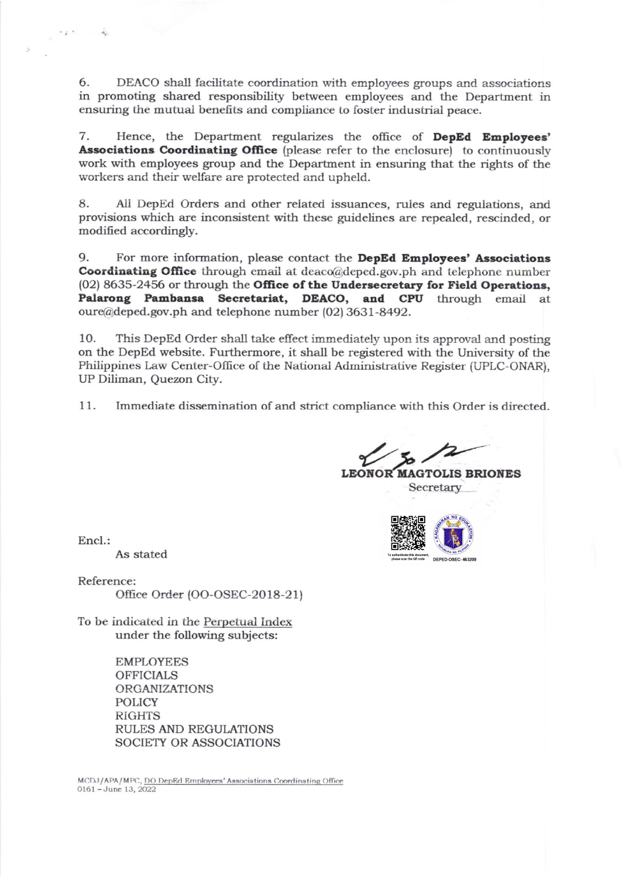6. DEACO shall facilitate coordination with employees groups and associations in promoting shared responsibility between employees and the Department in ensuring the mutual benefits and compliance to foster industrial peace.

7. Hence, the Department regularizes the office of **DepEd Employees' Associations Coordinating Office** (please refer to the enclosure) to continuously work with employees group and the Department in ensuring that the rights of the workers and their welfare are protected and upheld.

8. All DepEd Orders and other related issuances, rules and regulations, and provisions which are inconsistent with these guidelines are repealed, rescinded, or modified accordingly.

9. For more information, please contact the **DepEd Employees' Associations Coordinating Office** through email at deaco@deped.gov.ph and telephone number (02) 8635-2456 or through the **Office of the Undersecretary for Field Operations, Palarong Pambansa Secretariat, DEACO, and CPU** through email at oure@deped.gov.ph and telephone number (02) 3631-8492.

10. This DepEd Order shall take effect immediately upon its approval and posting on the DepEd website. Furthermore, it shall be registered with the University of the Philippines Law Center-Office of the National Administrative Register (UPLC-ONAR), UP Diliman, Quezon City.

11. Immediate dissemination of and strict compliance with this Order is directed.

**LEONOR MAGTOLIS BRIONES**
Secretary

To authenticate this document, please scan the QR code
DEPED-OSEC- 463209

Encl.:
As stated

Reference:
Office Order (OO-OSEC-2018-21)

To be indicated in the Perpetual Index under the following subjects:

EMPLOYEES
OFFICIALS
ORGANIZATIONS
POLICY
RIGHTS
RULES AND REGULATIONS
SOCIETY OR ASSOCIATIONS

MCDJ/APA/MPC, DO DepEd Employees' Associations Coordinating Office
0161 – June 13, 2022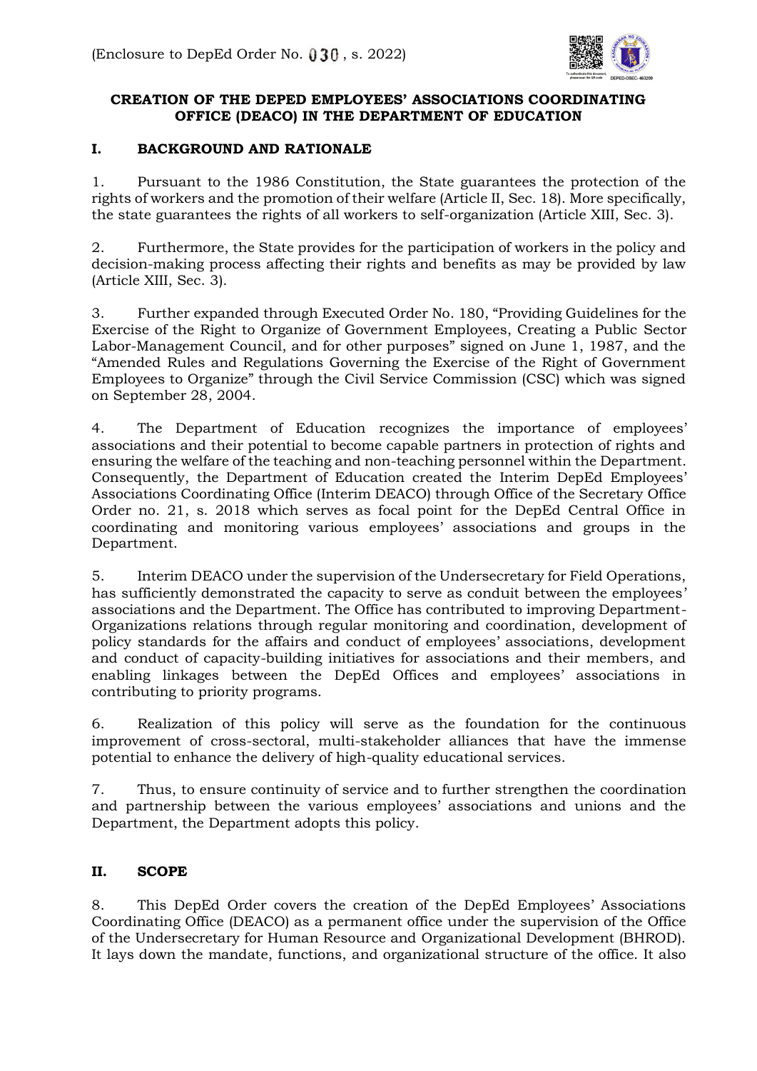(Enclosure to DepEd Order No. 030, s. 2022)

**CREATION OF THE DEPED EMPLOYEES' ASSOCIATIONS COORDINATING OFFICE (DEACO) IN THE DEPARTMENT OF EDUCATION**

## I. BACKGROUND AND RATIONALE

1. Pursuant to the 1986 Constitution, the State guarantees the protection of the rights of workers and the promotion of their welfare (Article II, Sec. 18). More specifically, the state guarantees the rights of all workers to self-organization (Article XIII, Sec. 3).

2. Furthermore, the State provides for the participation of workers in the policy and decision-making process affecting their rights and benefits as may be provided by law (Article XIII, Sec. 3).

3. Further expanded through Executed Order No. 180, "Providing Guidelines for the Exercise of the Right to Organize of Government Employees, Creating a Public Sector Labor-Management Council, and for other purposes" signed on June 1, 1987, and the "Amended Rules and Regulations Governing the Exercise of the Right of Government Employees to Organize" through the Civil Service Commission (CSC) which was signed on September 28, 2004.

4. The Department of Education recognizes the importance of employees' associations and their potential to become capable partners in protection of rights and ensuring the welfare of the teaching and non-teaching personnel within the Department. Consequently, the Department of Education created the Interim DepEd Employees' Associations Coordinating Office (Interim DEACO) through Office of the Secretary Office Order no. 21, s. 2018 which serves as focal point for the DepEd Central Office in coordinating and monitoring various employees' associations and groups in the Department.

5. Interim DEACO under the supervision of the Undersecretary for Field Operations, has sufficiently demonstrated the capacity to serve as conduit between the employees' associations and the Department. The Office has contributed to improving Department-Organizations relations through regular monitoring and coordination, development of policy standards for the affairs and conduct of employees' associations, development and conduct of capacity-building initiatives for associations and their members, and enabling linkages between the DepEd Offices and employees' associations in contributing to priority programs.

6. Realization of this policy will serve as the foundation for the continuous improvement of cross-sectoral, multi-stakeholder alliances that have the immense potential to enhance the delivery of high-quality educational services.

7. Thus, to ensure continuity of service and to further strengthen the coordination and partnership between the various employees' associations and unions and the Department, the Department adopts this policy.

## II. SCOPE

8. This DepEd Order covers the creation of the DepEd Employees' Associations Coordinating Office (DEACO) as a permanent office under the supervision of the Office of the Undersecretary for Human Resource and Organizational Development (BHROD). It lays down the mandate, functions, and organizational structure of the office. It also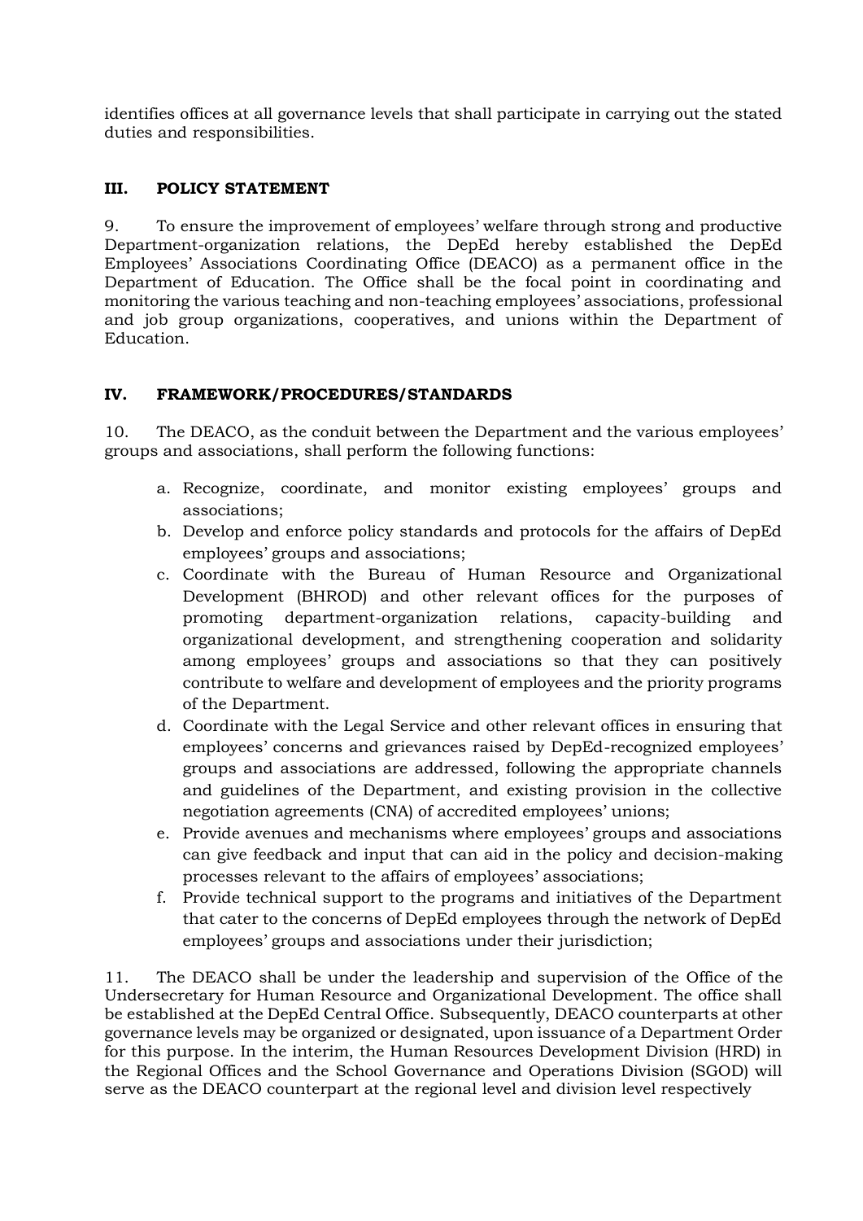identifies offices at all governance levels that shall participate in carrying out the stated duties and responsibilities.

## III. POLICY STATEMENT

9. To ensure the improvement of employees' welfare through strong and productive Department-organization relations, the DepEd hereby established the DepEd Employees' Associations Coordinating Office (DEACO) as a permanent office in the Department of Education. The Office shall be the focal point in coordinating and monitoring the various teaching and non-teaching employees' associations, professional and job group organizations, cooperatives, and unions within the Department of Education.

## IV. FRAMEWORK/PROCEDURES/STANDARDS

10. The DEACO, as the conduit between the Department and the various employees' groups and associations, shall perform the following functions:

a. Recognize, coordinate, and monitor existing employees' groups and associations;
b. Develop and enforce policy standards and protocols for the affairs of DepEd employees' groups and associations;
c. Coordinate with the Bureau of Human Resource and Organizational Development (BHROD) and other relevant offices for the purposes of promoting department-organization relations, capacity-building and organizational development, and strengthening cooperation and solidarity among employees' groups and associations so that they can positively contribute to welfare and development of employees and the priority programs of the Department.
d. Coordinate with the Legal Service and other relevant offices in ensuring that employees' concerns and grievances raised by DepEd-recognized employees' groups and associations are addressed, following the appropriate channels and guidelines of the Department, and existing provision in the collective negotiation agreements (CNA) of accredited employees' unions;
e. Provide avenues and mechanisms where employees' groups and associations can give feedback and input that can aid in the policy and decision-making processes relevant to the affairs of employees' associations;
f. Provide technical support to the programs and initiatives of the Department that cater to the concerns of DepEd employees through the network of DepEd employees' groups and associations under their jurisdiction;

11. The DEACO shall be under the leadership and supervision of the Office of the Undersecretary for Human Resource and Organizational Development. The office shall be established at the DepEd Central Office. Subsequently, DEACO counterparts at other governance levels may be organized or designated, upon issuance of a Department Order for this purpose. In the interim, the Human Resources Development Division (HRD) in the Regional Offices and the School Governance and Operations Division (SGOD) will serve as the DEACO counterpart at the regional level and division level respectively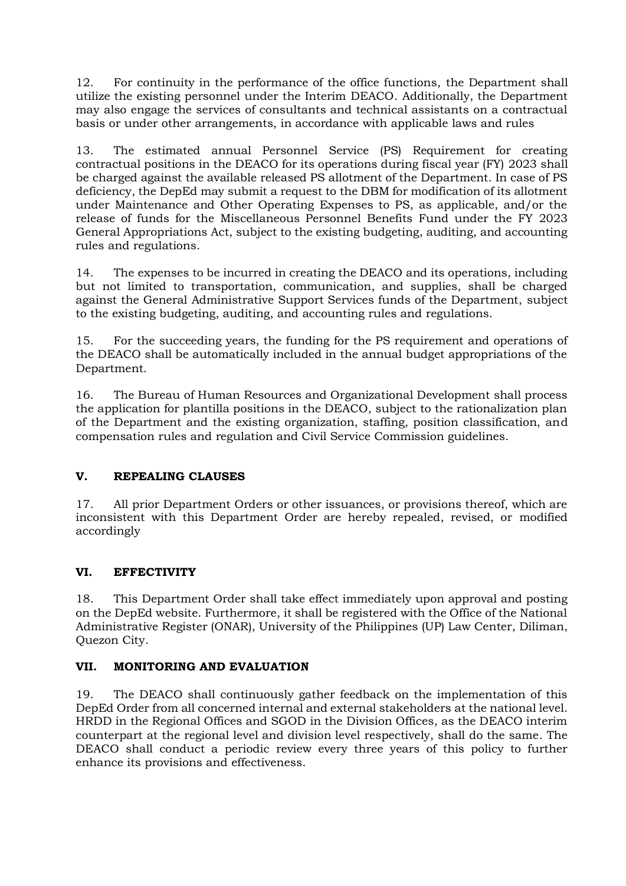12. For continuity in the performance of the office functions, the Department shall utilize the existing personnel under the Interim DEACO. Additionally, the Department may also engage the services of consultants and technical assistants on a contractual basis or under other arrangements, in accordance with applicable laws and rules

13. The estimated annual Personnel Service (PS) Requirement for creating contractual positions in the DEACO for its operations during fiscal year (FY) 2023 shall be charged against the available released PS allotment of the Department. In case of PS deficiency, the DepEd may submit a request to the DBM for modification of its allotment under Maintenance and Other Operating Expenses to PS, as applicable, and/or the release of funds for the Miscellaneous Personnel Benefits Fund under the FY 2023 General Appropriations Act, subject to the existing budgeting, auditing, and accounting rules and regulations.

14. The expenses to be incurred in creating the DEACO and its operations, including but not limited to transportation, communication, and supplies, shall be charged against the General Administrative Support Services funds of the Department, subject to the existing budgeting, auditing, and accounting rules and regulations.

15. For the succeeding years, the funding for the PS requirement and operations of the DEACO shall be automatically included in the annual budget appropriations of the Department.

16. The Bureau of Human Resources and Organizational Development shall process the application for plantilla positions in the DEACO, subject to the rationalization plan of the Department and the existing organization, staffing, position classification, and compensation rules and regulation and Civil Service Commission guidelines.

## V. REPEALING CLAUSES

17. All prior Department Orders or other issuances, or provisions thereof, which are inconsistent with this Department Order are hereby repealed, revised, or modified accordingly

## VI. EFFECTIVITY

18. This Department Order shall take effect immediately upon approval and posting on the DepEd website. Furthermore, it shall be registered with the Office of the National Administrative Register (ONAR), University of the Philippines (UP) Law Center, Diliman, Quezon City.

## VII. MONITORING AND EVALUATION

19. The DEACO shall continuously gather feedback on the implementation of this DepEd Order from all concerned internal and external stakeholders at the national level. HRDD in the Regional Offices and SGOD in the Division Offices, as the DEACO interim counterpart at the regional level and division level respectively, shall do the same. The DEACO shall conduct a periodic review every three years of this policy to further enhance its provisions and effectiveness.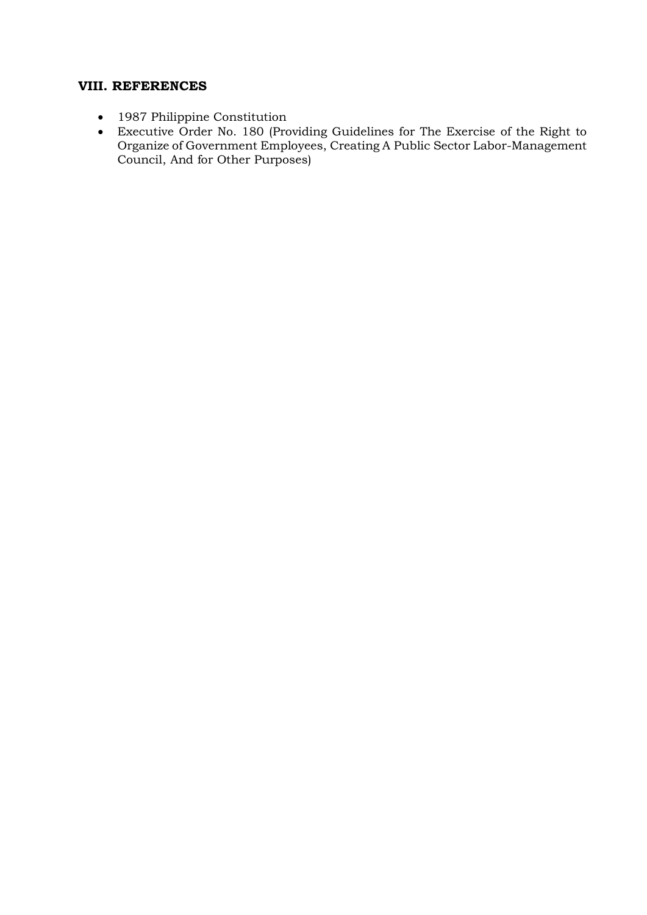## VIII. REFERENCES

- 1987 Philippine Constitution
- Executive Order No. 180 (Providing Guidelines for The Exercise of the Right to Organize of Government Employees, Creating A Public Sector Labor-Management Council, And for Other Purposes)